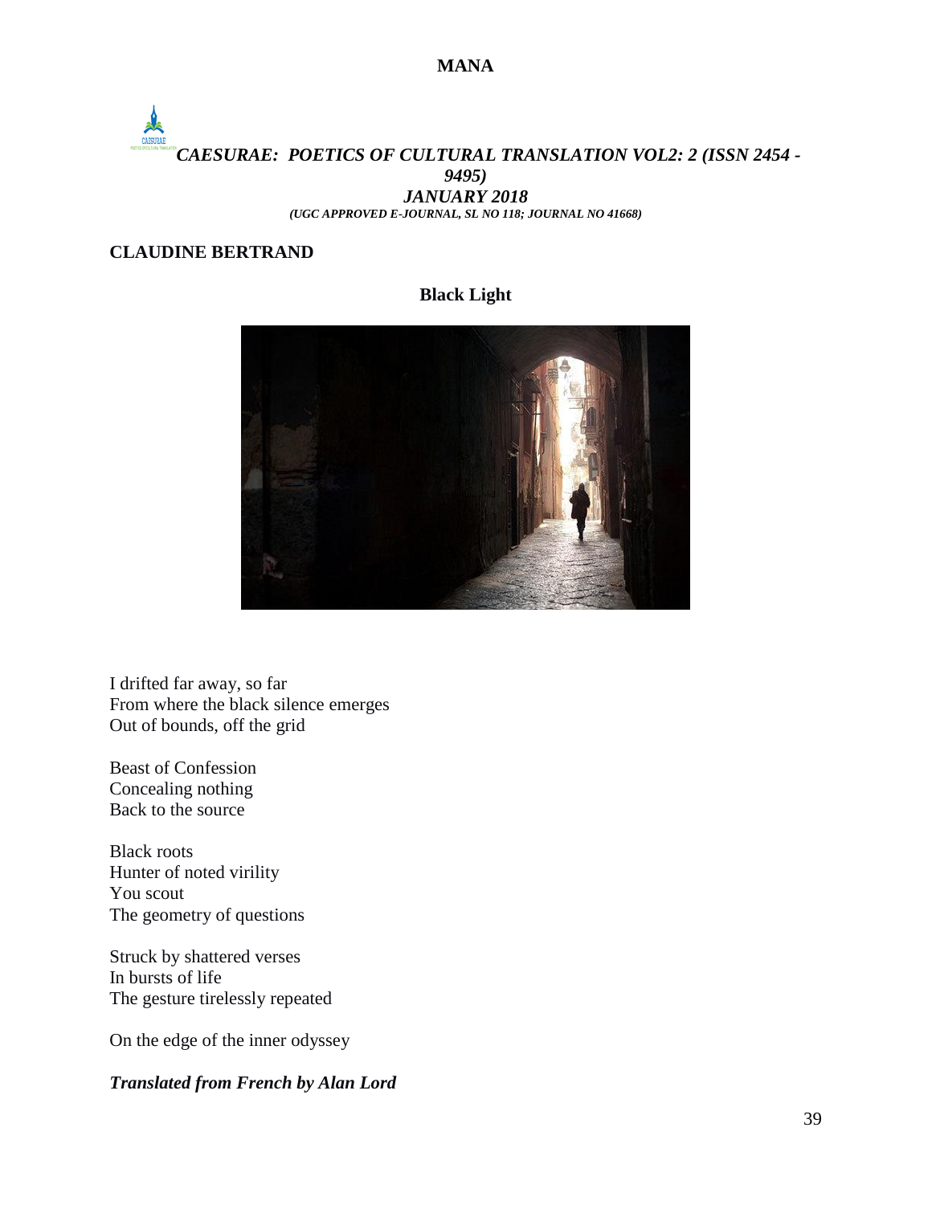**CLAUDINE BERTRAND**

## Black Light

I drifted far away, so far
From where the black silence emerges
Out of bounds, off the grid

Beast of Confession
Concealing nothing
Back to the source

Black roots
Hunter of noted virility
You scout
The geometry of questions

Struck by shattered verses
In bursts of life
The gesture tirelessly repeated

On the edge of the inner odyssey

***Translated from French by Alan Lord***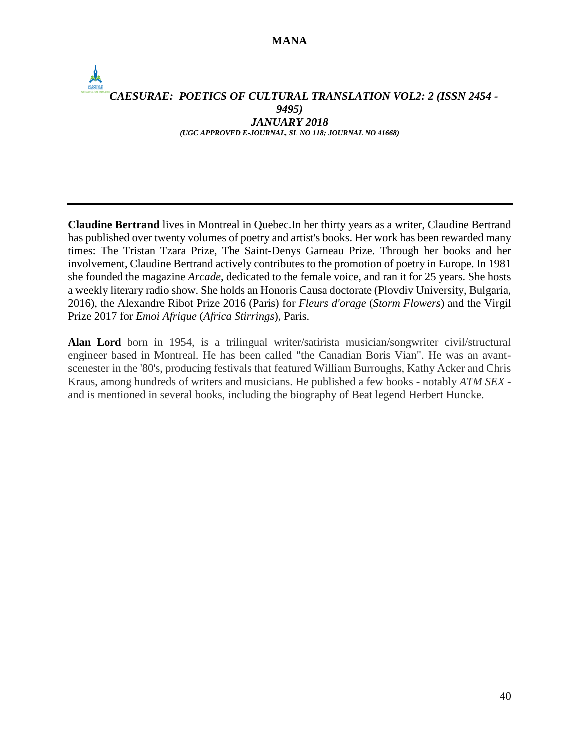**Claudine Bertrand** lives in Montreal in Quebec.In her thirty years as a writer, Claudine Bertrand has published over twenty volumes of poetry and artist's books. Her work has been rewarded many times: The Tristan Tzara Prize, The Saint-Denys Garneau Prize. Through her books and her involvement, Claudine Bertrand actively contributes to the promotion of poetry in Europe. In 1981 she founded the magazine *Arcade*, dedicated to the female voice, and ran it for 25 years. She hosts a weekly literary radio show. She holds an Honoris Causa doctorate (Plovdiv University, Bulgaria, 2016), the Alexandre Ribot Prize 2016 (Paris) for *Fleurs d'orage* (*Storm Flowers*) and the Virgil Prize 2017 for *Emoi Afrique* (*Africa Stirrings*), Paris.

**Alan Lord** born in 1954, is a trilingual writer/satirista musician/songwriter civil/structural engineer based in Montreal. He has been called "the Canadian Boris Vian". He was an avant-scenester in the '80's, producing festivals that featured William Burroughs, Kathy Acker and Chris Kraus, among hundreds of writers and musicians. He published a few books - notably *ATM SEX* - and is mentioned in several books, including the biography of Beat legend Herbert Huncke.